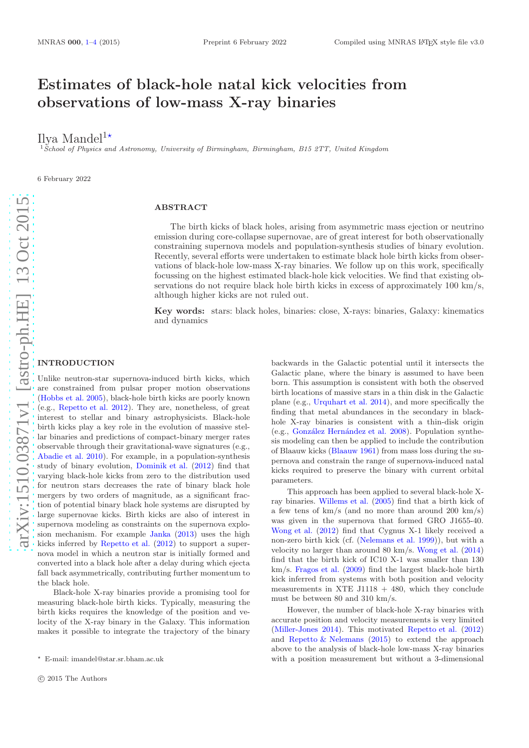# Estimates of black-hole natal kick velocities from observations of low-mass X-ray binaries

Ilya Mandel[1]*

[1] *School of Physics and Astronomy, University of Birmingham, Birmingham, B15 2TT, United Kingdom*

6 February 2022

## ABSTRACT

The birth kicks of black holes, arising from asymmetric mass ejection or neutrino emission during core-collapse supernovae, are of great interest for both observationally constraining supernova models and population-synthesis studies of binary evolution. Recently, several efforts were undertaken to estimate black hole birth kicks from observations of black-hole low-mass X-ray binaries. We follow up on this work, specifically focussing on the highest estimated black-hole kick velocities. We find that existing observations do not require black hole birth kicks in excess of approximately 100 km/s, although higher kicks are not ruled out.

**Key words:** stars: black holes, binaries: close, X-rays: binaries, Galaxy: kinematics and dynamics

## INTRODUCTION

Unlike neutron-star supernova-induced birth kicks, which are constrained from pulsar proper motion observations (Hobbs et al. 2005), black-hole birth kicks are poorly known (e.g., Repetto et al. 2012). They are, nonetheless, of great interest to stellar and binary astrophysicists. Black-hole birth kicks play a key role in the evolution of massive stellar binaries and predictions of compact-binary merger rates observable through their gravitational-wave signatures (e.g., Abadie et al. 2010). For example, in a population-synthesis study of binary evolution, Dominik et al. (2012) find that varying black-hole kicks from zero to the distribution used for neutron stars decreases the rate of binary black hole mergers by two orders of magnitude, as a significant fraction of potential binary black hole systems are disrupted by large supernovae kicks. Birth kicks are also of interest in supernova modeling as constraints on the supernova explosion mechanism. For example Janka (2013) uses the high kicks inferred by Repetto et al. (2012) to support a supernova model in which a neutron star is initially formed and converted into a black hole after a delay during which ejecta fall back asymmetrically, contributing further momentum to the black hole.

Black-hole X-ray binaries provide a promising tool for measuring black-hole birth kicks. Typically, measuring the birth kicks requires the knowledge of the position and velocity of the X-ray binary in the Galaxy. This information makes it possible to integrate the trajectory of the binary backwards in the Galactic potential until it intersects the Galactic plane, where the binary is assumed to have been born. This assumption is consistent with both the observed birth locations of massive stars in a thin disk in the Galactic plane (e.g., Urquhart et al. 2014), and more specifically the finding that metal abundances in the secondary in black-hole X-ray binaries is consistent with a thin-disk origin (e.g., González Hernández et al. 2008). Population synthesis modeling can then be applied to include the contribution of Blaauw kicks (Blaauw 1961) from mass loss during the supernova and constrain the range of supernova-induced natal kicks required to preserve the binary with current orbital parameters.

This approach has been applied to several black-hole X-ray binaries. Willems et al. (2005) find that a birth kick of a few tens of km/s (and no more than around 200 km/s) was given in the supernova that formed GRO J1655-40. Wong et al. (2012) find that Cygnus X-1 likely received a non-zero birth kick (cf. (Nelemans et al. 1999)), but with a velocity no larger than around 80 km/s. Wong et al. (2014) find that the birth kick of IC10 X-1 was smaller than 130 km/s. Fragos et al. (2009) find the largest black-hole birth kick inferred from systems with both position and velocity measurements in XTE J1118 + 480, which they conclude must be between 80 and 310 km/s.

However, the number of black-hole X-ray binaries with accurate position and velocity measurements is very limited (Miller-Jones 2014). This motivated Repetto et al. (2012) and Repetto & Nelemans (2015) to extend the approach above to the analysis of black-hole low-mass X-ray binaries with a position measurement but without a 3-dimensional

* E-mail: imandel@star.sr.bham.ac.uk

© 2015 The Authors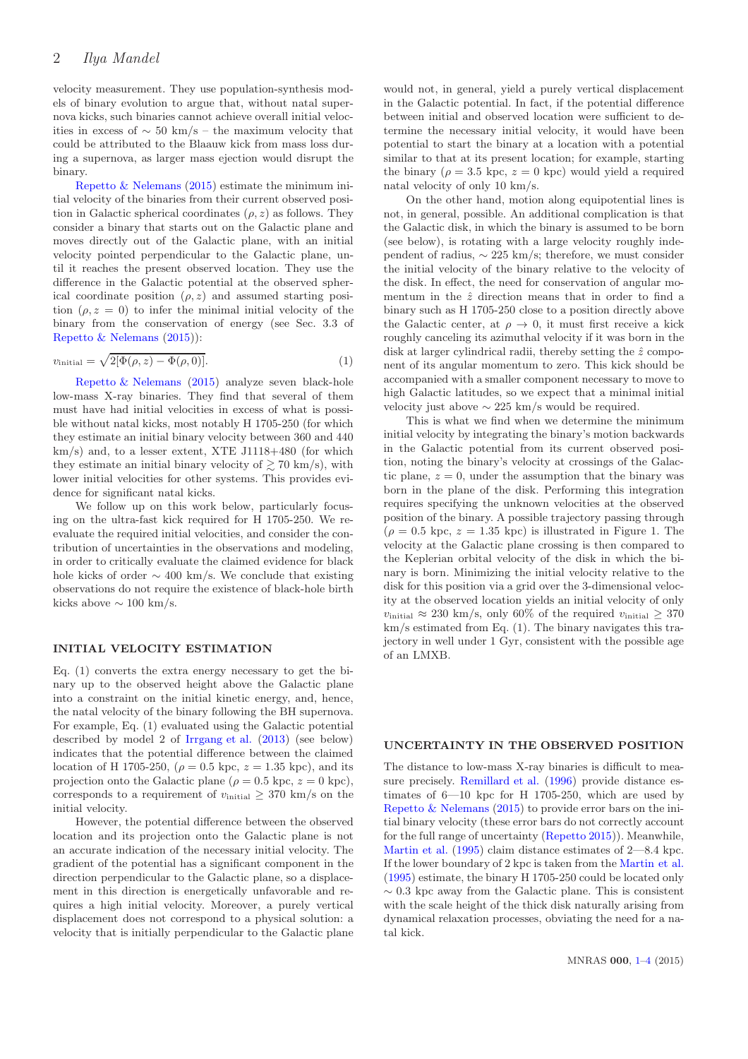velocity measurement. They use population-synthesis models of binary evolution to argue that, without natal supernova kicks, such binaries cannot achieve overall initial velocities in excess of $\sim 50$ km/s – the maximum velocity that could be attributed to the Blaauw kick from mass loss during a supernova, as larger mass ejection would disrupt the binary.

Repetto & Nelemans (2015) estimate the minimum initial velocity of the binaries from their current observed position in Galactic spherical coordinates $(\rho, z)$ as follows. They consider a binary that starts out on the Galactic plane and moves directly out of the Galactic plane, with an initial velocity pointed perpendicular to the Galactic plane, until it reaches the present observed location. They use the difference in the Galactic potential at the observed spherical coordinate position $(\rho, z)$ and assumed starting position $(\rho, z = 0)$ to infer the minimal initial velocity of the binary from the conservation of energy (see Sec. 3.3 of Repetto & Nelemans (2015)):

$$v_{\rm initial} = \sqrt{2[\Phi(\rho, z) - \Phi(\rho, 0)]}. \quad (1)$$

Repetto & Nelemans (2015) analyze seven black-hole low-mass X-ray binaries. They find that several of them must have had initial velocities in excess of what is possible without natal kicks, most notably H 1705-250 (for which they estimate an initial binary velocity between 360 and 440 km/s) and, to a lesser extent, XTE J1118+480 (for which they estimate an initial binary velocity of $\gtrsim 70$ km/s), with lower initial velocities for other systems. This provides evidence for significant natal kicks.

We follow up on this work below, particularly focusing on the ultra-fast kick required for H 1705-250. We reevaluate the required initial velocities, and consider the contribution of uncertainties in the observations and modeling, in order to critically evaluate the claimed evidence for black hole kicks of order $\sim 400$ km/s. We conclude that existing observations do not require the existence of black-hole birth kicks above $\sim 100$ km/s.

## INITIAL VELOCITY ESTIMATION

Eq. (1) converts the extra energy necessary to get the binary up to the observed height above the Galactic plane into a constraint on the initial kinetic energy, and, hence, the natal velocity of the binary following the BH supernova. For example, Eq. (1) evaluated using the Galactic potential described by model 2 of Irrgang et al. (2013) (see below) indicates that the potential difference between the claimed location of H 1705-250, ($\rho = 0.5$ kpc, $z = 1.35$ kpc), and its projection onto the Galactic plane ($\rho = 0.5$ kpc, $z = 0$ kpc), corresponds to a requirement of $v_{\rm initial} \geq 370$ km/s on the initial velocity.

However, the potential difference between the observed location and its projection onto the Galactic plane is not an accurate indication of the necessary initial velocity. The gradient of the potential has a significant component in the direction perpendicular to the Galactic plane, so a displacement in this direction is energetically unfavorable and requires a high initial velocity. Moreover, a purely vertical displacement does not correspond to a physical solution: a velocity that is initially perpendicular to the Galactic plane would not, in general, yield a purely vertical displacement in the Galactic potential. In fact, if the potential difference between initial and observed location were sufficient to determine the necessary initial velocity, it would have been potential to start the binary at a location with a potential similar to that at its present location; for example, starting the binary ($\rho = 3.5$ kpc, $z = 0$ kpc) would yield a required natal velocity of only 10 km/s.

On the other hand, motion along equipotential lines is not, in general, possible. An additional complication is that the Galactic disk, in which the binary is assumed to be born (see below), is rotating with a large velocity roughly independent of radius, $\sim 225$ km/s; therefore, we must consider the initial velocity of the binary relative to the velocity of the disk. In effect, the need for conservation of angular momentum in the $\hat{z}$ direction means that in order to find a binary such as H 1705-250 close to a position directly above the Galactic center, at $\rho \to 0$, it must first receive a kick roughly canceling its azimuthal velocity if it was born in the disk at larger cylindrical radii, thereby setting the $\hat{z}$ component of its angular momentum to zero. This kick should be accompanied with a smaller component necessary to move to high Galactic latitudes, so we expect that a minimal initial velocity just above $\sim 225$ km/s would be required.

This is what we find when we determine the minimum initial velocity by integrating the binary's motion backwards in the Galactic potential from its current observed position, noting the binary's velocity at crossings of the Galactic plane, $z = 0$, under the assumption that the binary was born in the plane of the disk. Performing this integration requires specifying the unknown velocities at the observed position of the binary. A possible trajectory passing through ($\rho = 0.5$ kpc, $z = 1.35$ kpc) is illustrated in Figure 1. The velocity at the Galactic plane crossing is then compared to the Keplerian orbital velocity of the disk in which the binary is born. Minimizing the initial velocity relative to the disk for this position via a grid over the 3-dimensional velocity at the observed location yields an initial velocity of only $v_{\rm initial} \approx 230$ km/s, only 60% of the required $v_{\rm initial} \geq 370$ km/s estimated from Eq. (1). The binary navigates this trajectory in well under 1 Gyr, consistent with the possible age of an LMXB.

## UNCERTAINTY IN THE OBSERVED POSITION

The distance to low-mass X-ray binaries is difficult to measure precisely. Remillard et al. (1996) provide distance estimates of 6—10 kpc for H 1705-250, which are used by Repetto & Nelemans (2015) to provide error bars on the initial binary velocity (these error bars do not correctly account for the full range of uncertainty (Repetto 2015)). Meanwhile, Martin et al. (1995) claim distance estimates of 2—8.4 kpc. If the lower boundary of 2 kpc is taken from the Martin et al. (1995) estimate, the binary H 1705-250 could be located only $\sim 0.3$ kpc away from the Galactic plane. This is consistent with the scale height of the thick disk naturally arising from dynamical relaxation processes, obviating the need for a natal kick.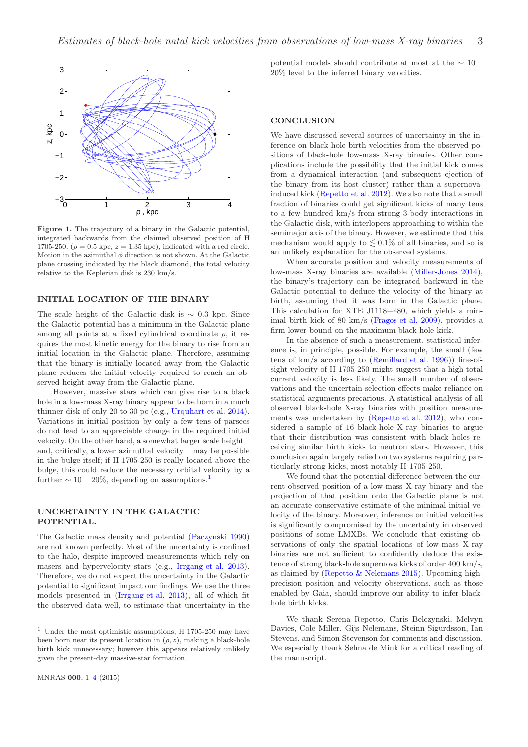**Figure 1.** The trajectory of a binary in the Galactic potential, integrated backwards from the claimed observed position of H 1705-250, ($\rho = 0.5$ kpc, $z = 1.35$ kpc), indicated with a red circle. Motion in the azimuthal $\phi$ direction is not shown. At the Galactic plane crossing indicated by the black diamond, the total velocity relative to the Keplerian disk is 230 km/s.

## INITIAL LOCATION OF THE BINARY

The scale height of the Galactic disk is $\sim 0.3$ kpc. Since the Galactic potential has a minimum in the Galactic plane among all points at a fixed cylindrical coordinate $\rho$, it requires the most kinetic energy for the binary to rise from an initial location in the Galactic plane. Therefore, assuming that the binary is initially located away from the Galactic plane reduces the initial velocity required to reach an observed height away from the Galactic plane.

However, massive stars which can give rise to a black hole in a low-mass X-ray binary appear to be born in a much thinner disk of only 20 to 30 pc (e.g., Urquhart et al. 2014). Variations in initial position by only a few tens of parsecs do not lead to an appreciable change in the required initial velocity. On the other hand, a somewhat larger scale height – and, critically, a lower azimuthal velocity – may be possible in the bulge itself; if H 1705-250 is really located above the bulge, this could reduce the necessary orbital velocity by a further $\sim 10 - 20\%$, depending on assumptions.[1]

## UNCERTAINTY IN THE GALACTIC POTENTIAL.

The Galactic mass density and potential (Paczynski 1990) are not known perfectly. Most of the uncertainty is confined to the halo, despite improved measurements which rely on masers and hypervelocity stars (e.g., Irrgang et al. 2013). Therefore, we do not expect the uncertainty in the Galactic potential to significant impact our findings. We use the three models presented in (Irrgang et al. 2013), all of which fit the observed data well, to estimate that uncertainty in the potential models should contribute at most at the $\sim 10 - 20\%$ level to the inferred binary velocities.

[1] Under the most optimistic assumptions, H 1705-250 may have been born near its present location in $(\rho, z)$, making a black-hole birth kick unnecessary; however this appears relatively unlikely given the present-day massive-star formation.

## CONCLUSION

We have discussed several sources of uncertainty in the inference on black-hole birth velocities from the observed positions of black-hole low-mass X-ray binaries. Other complications include the possibility that the initial kick comes from a dynamical interaction (and subsequent ejection of the binary from its host cluster) rather than a supernova-induced kick (Repetto et al. 2012). We also note that a small fraction of binaries could get significant kicks of many tens to a few hundred km/s from strong 3-body interactions in the Galactic disk, with interlopers approaching to within the semimajor axis of the binary. However, we estimate that this mechanism would apply to $\lesssim 0.1\%$ of all binaries, and so is an unlikely explanation for the observed systems.

When accurate position and velocity measurements of low-mass X-ray binaries are available (Miller-Jones 2014), the binary's trajectory can be integrated backward in the Galactic potential to deduce the velocity of the binary at birth, assuming that it was born in the Galactic plane. This calculation for XTE J1118+480, which yields a minimal birth kick of 80 km/s (Fragos et al. 2009), provides a firm lower bound on the maximum black hole kick.

In the absence of such a measurement, statistical inference is, in principle, possible. For example, the small (few tens of km/s according to (Remillard et al. 1996)) line-of-sight velocity of H 1705-250 might suggest that a high total current velocity is less likely. The small number of observations and the uncertain selection effects make reliance on statistical arguments precarious. A statistical analysis of all observed black-hole X-ray binaries with position measurements was undertaken by (Repetto et al. 2012), who considered a sample of 16 black-hole X-ray binaries to argue that their distribution was consistent with black holes receiving similar birth kicks to neutron stars. However, this conclusion again largely relied on two systems requiring particularly strong kicks, most notably H 1705-250.

We found that the potential difference between the current observed position of a low-mass X-ray binary and the projection of that position onto the Galactic plane is not an accurate conservative estimate of the minimal initial velocity of the binary. Moreover, inference on initial velocities is significantly compromised by the uncertainty in observed positions of some LMXBs. We conclude that existing observations of only the spatial locations of low-mass X-ray binaries are not sufficient to confidently deduce the existence of strong black-hole supernova kicks of order 400 km/s, as claimed by (Repetto & Nelemans 2015). Upcoming high-precision position and velocity observations, such as those enabled by Gaia, should improve our ability to infer black-hole birth kicks.

We thank Serena Repetto, Chris Belczynski, Melvyn Davies, Cole Miller, Gijs Nelemans, Steinn Sigurdsson, Ian Stevens, and Simon Stevenson for comments and discussion. We especially thank Selma de Mink for a critical reading of the manuscript.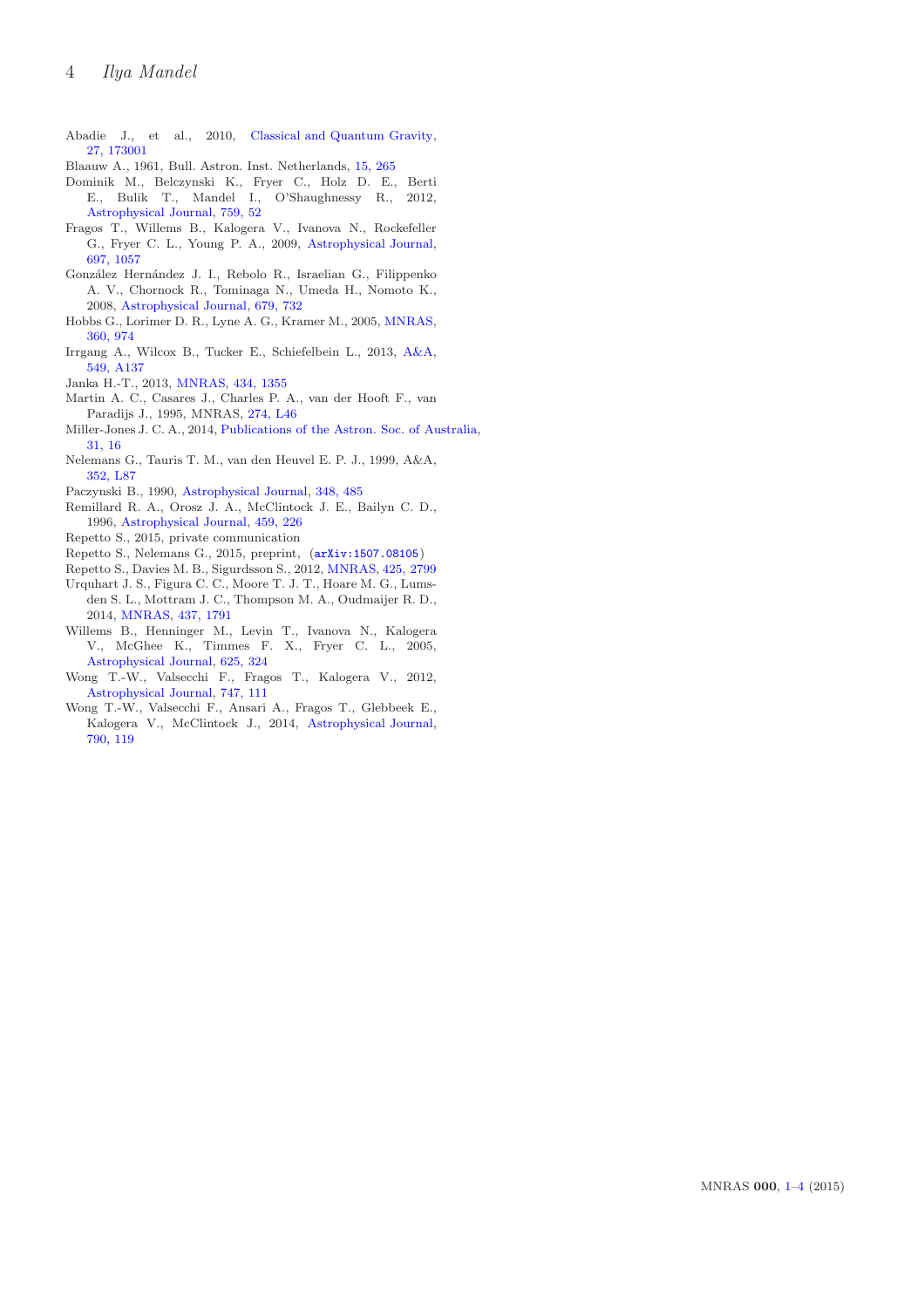Abadie J., et al., 2010, Classical and Quantum Gravity, 27, 173001

Blaauw A., 1961, Bull. Astron. Inst. Netherlands, 15, 265

Dominik M., Belczynski K., Fryer C., Holz D. E., Berti E., Bulik T., Mandel I., O'Shaughnessy R., 2012, Astrophysical Journal, 759, 52

Fragos T., Willems B., Kalogera V., Ivanova N., Rockefeller G., Fryer C. L., Young P. A., 2009, Astrophysical Journal, 697, 1057

González Hernández J. I., Rebolo R., Israelian G., Filippenko A. V., Chornock R., Tominaga N., Umeda H., Nomoto K., 2008, Astrophysical Journal, 679, 732

Hobbs G., Lorimer D. R., Lyne A. G., Kramer M., 2005, MNRAS, 360, 974

Irrgang A., Wilcox B., Tucker E., Schiefelbein L., 2013, A&A, 549, A137

Janka H.-T., 2013, MNRAS, 434, 1355

Martin A. C., Casares J., Charles P. A., van der Hooft F., van Paradijs J., 1995, MNRAS, 274, L46

Miller-Jones J. C. A., 2014, Publications of the Astron. Soc. of Australia, 31, 16

Nelemans G., Tauris T. M., van den Heuvel E. P. J., 1999, A&A, 352, L87

Paczynski B., 1990, Astrophysical Journal, 348, 485

Remillard R. A., Orosz J. A., McClintock J. E., Bailyn C. D., 1996, Astrophysical Journal, 459, 226

Repetto S., 2015, private communication

Repetto S., Nelemans G., 2015, preprint, (arXiv:1507.08105)

Repetto S., Davies M. B., Sigurdsson S., 2012, MNRAS, 425, 2799

Urquhart J. S., Figura C. C., Moore T. J. T., Hoare M. G., Lumsden S. L., Mottram J. C., Thompson M. A., Oudmaijer R. D., 2014, MNRAS, 437, 1791

Willems B., Henninger M., Levin T., Ivanova N., Kalogera V., McGhee K., Timmes F. X., Fryer C. L., 2005, Astrophysical Journal, 625, 324

Wong T.-W., Valsecchi F., Fragos T., Kalogera V., 2012, Astrophysical Journal, 747, 111

Wong T.-W., Valsecchi F., Ansari A., Fragos T., Glebbeek E., Kalogera V., McClintock J., 2014, Astrophysical Journal, 790, 119